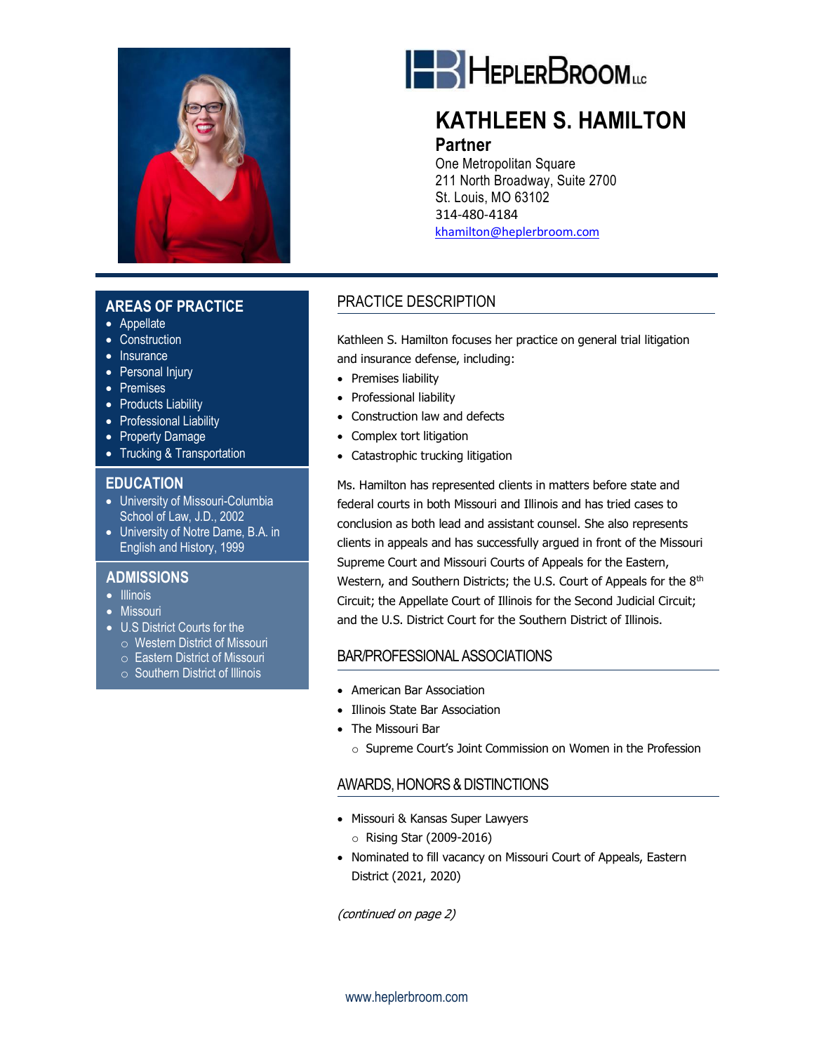HeplerBroom LLC

# KATHLEEN S. HAMILTON

**Partner**

One Metropolitan Square
211 North Broadway, Suite 2700
St. Louis, MO 63102
314-480-4184
khamilton@heplerbroom.com

## AREAS OF PRACTICE

- Appellate
- Construction
- Insurance
- Personal Injury
- Premises
- Products Liability
- Professional Liability
- Property Damage
- Trucking & Transportation

## EDUCATION

- University of Missouri-Columbia School of Law, J.D., 2002
- University of Notre Dame, B.A. in English and History, 1999

## ADMISSIONS

- Illinois
- Missouri
- U.S District Courts for the
  - Western District of Missouri
  - Eastern District of Missouri
  - Southern District of Illinois

## PRACTICE DESCRIPTION

Kathleen S. Hamilton focuses her practice on general trial litigation and insurance defense, including:

- Premises liability
- Professional liability
- Construction law and defects
- Complex tort litigation
- Catastrophic trucking litigation

Ms. Hamilton has represented clients in matters before state and federal courts in both Missouri and Illinois and has tried cases to conclusion as both lead and assistant counsel. She also represents clients in appeals and has successfully argued in front of the Missouri Supreme Court and Missouri Courts of Appeals for the Eastern, Western, and Southern Districts; the U.S. Court of Appeals for the 8th Circuit; the Appellate Court of Illinois for the Second Judicial Circuit; and the U.S. District Court for the Southern District of Illinois.

## BAR/PROFESSIONAL ASSOCIATIONS

- American Bar Association
- Illinois State Bar Association
- The Missouri Bar
  - Supreme Court's Joint Commission on Women in the Profession

## AWARDS, HONORS & DISTINCTIONS

- Missouri & Kansas Super Lawyers
  - Rising Star (2009-2016)
- Nominated to fill vacancy on Missouri Court of Appeals, Eastern District (2021, 2020)

*(continued on page 2)*

www.heplerbroom.com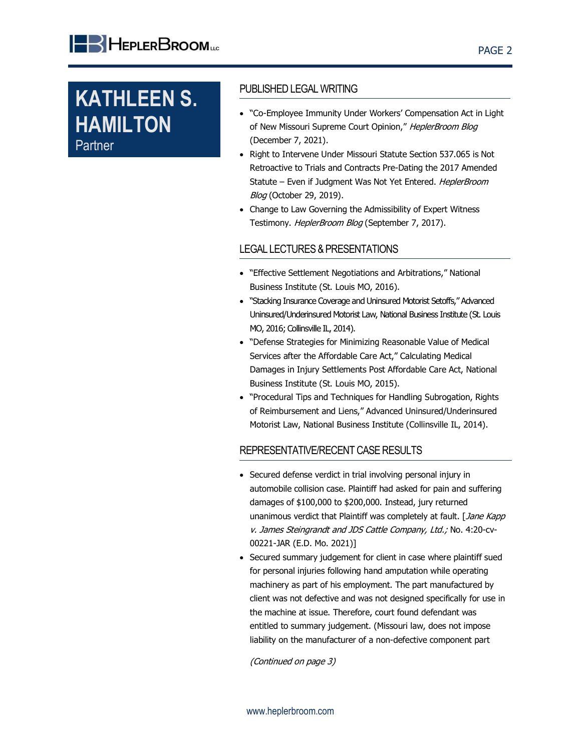# KATHLEEN S. HAMILTON

Partner

## PUBLISHED LEGAL WRITING

- "Co-Employee Immunity Under Workers' Compensation Act in Light of New Missouri Supreme Court Opinion," *HeplerBroom Blog* (December 7, 2021).
- Right to Intervene Under Missouri Statute Section 537.065 is Not Retroactive to Trials and Contracts Pre-Dating the 2017 Amended Statute – Even if Judgment Was Not Yet Entered. *HeplerBroom Blog* (October 29, 2019).
- Change to Law Governing the Admissibility of Expert Witness Testimony. *HeplerBroom Blog* (September 7, 2017).

## LEGAL LECTURES & PRESENTATIONS

- "Effective Settlement Negotiations and Arbitrations," National Business Institute (St. Louis MO, 2016).
- "Stacking Insurance Coverage and Uninsured Motorist Setoffs," Advanced Uninsured/Underinsured Motorist Law, National Business Institute (St. Louis MO, 2016; Collinsville IL, 2014).
- "Defense Strategies for Minimizing Reasonable Value of Medical Services after the Affordable Care Act," Calculating Medical Damages in Injury Settlements Post Affordable Care Act, National Business Institute (St. Louis MO, 2015).
- "Procedural Tips and Techniques for Handling Subrogation, Rights of Reimbursement and Liens," Advanced Uninsured/Underinsured Motorist Law, National Business Institute (Collinsville IL, 2014).

## REPRESENTATIVE/RECENT CASE RESULTS

- Secured defense verdict in trial involving personal injury in automobile collision case. Plaintiff had asked for pain and suffering damages of $100,000 to $200,000. Instead, jury returned unanimous verdict that Plaintiff was completely at fault. [*Jane Kapp v. James Steingrandt and JDS Cattle Company, Ltd.;* No. 4:20-cv-00221-JAR (E.D. Mo. 2021)]
- Secured summary judgement for client in case where plaintiff sued for personal injuries following hand amputation while operating machinery as part of his employment. The part manufactured by client was not defective and was not designed specifically for use in the machine at issue. Therefore, court found defendant was entitled to summary judgement. (Missouri law, does not impose liability on the manufacturer of a non-defective component part

*(Continued on page 3)*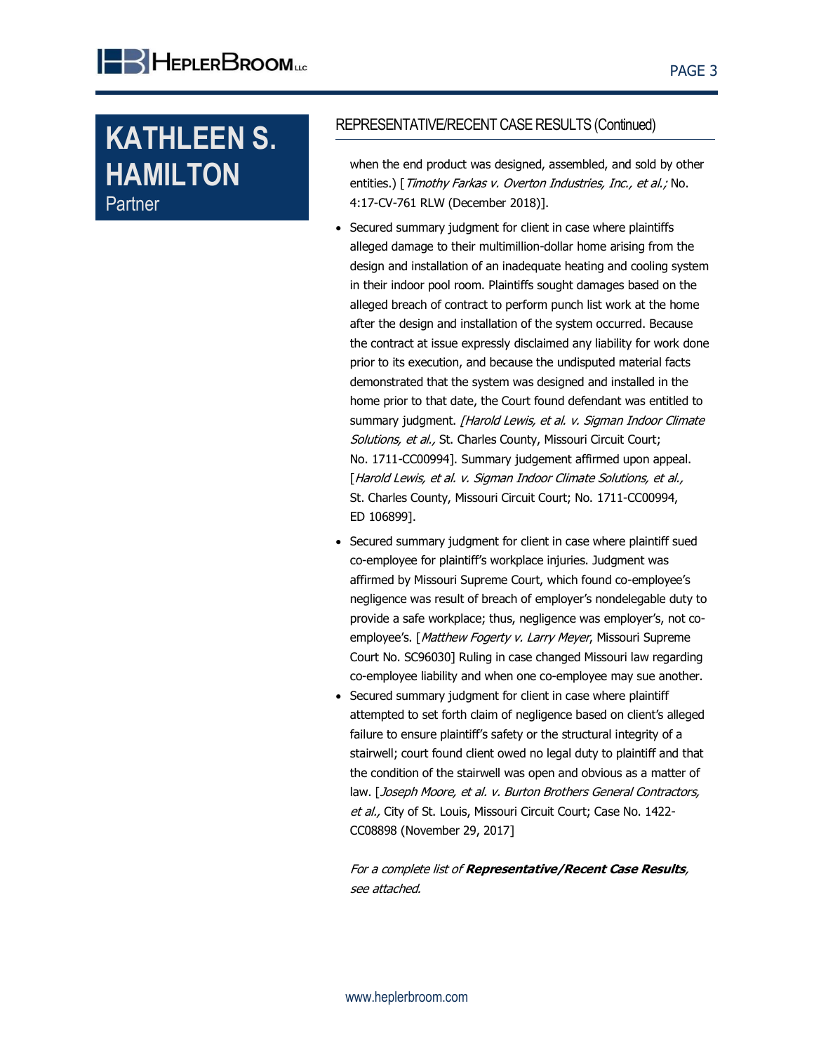# KATHLEEN S. HAMILTON
Partner

## REPRESENTATIVE/RECENT CASE RESULTS (Continued)

when the end product was designed, assembled, and sold by other entities.) [*Timothy Farkas v. Overton Industries, Inc., et al.;* No. 4:17-CV-761 RLW (December 2018)].

- Secured summary judgment for client in case where plaintiffs alleged damage to their multimillion-dollar home arising from the design and installation of an inadequate heating and cooling system in their indoor pool room. Plaintiffs sought damages based on the alleged breach of contract to perform punch list work at the home after the design and installation of the system occurred. Because the contract at issue expressly disclaimed any liability for work done prior to its execution, and because the undisputed material facts demonstrated that the system was designed and installed in the home prior to that date, the Court found defendant was entitled to summary judgment. *[Harold Lewis, et al. v. Sigman Indoor Climate Solutions, et al.,* St. Charles County, Missouri Circuit Court; No. 1711-CC00994]. Summary judgement affirmed upon appeal. [*Harold Lewis, et al. v. Sigman Indoor Climate Solutions, et al.,* St. Charles County, Missouri Circuit Court; No. 1711-CC00994, ED 106899].
- Secured summary judgment for client in case where plaintiff sued co-employee for plaintiff's workplace injuries. Judgment was affirmed by Missouri Supreme Court, which found co-employee's negligence was result of breach of employer's nondelegable duty to provide a safe workplace; thus, negligence was employer's, not co-employee's. [*Matthew Fogerty v. Larry Meyer*, Missouri Supreme Court No. SC96030] Ruling in case changed Missouri law regarding co-employee liability and when one co-employee may sue another.
- Secured summary judgment for client in case where plaintiff attempted to set forth claim of negligence based on client's alleged failure to ensure plaintiff's safety or the structural integrity of a stairwell; court found client owed no legal duty to plaintiff and that the condition of the stairwell was open and obvious as a matter of law. [*Joseph Moore, et al. v. Burton Brothers General Contractors, et al.,* City of St. Louis, Missouri Circuit Court; Case No. 1422-CC08898 (November 29, 2017)]

*For a complete list of **Representative/Recent Case Results**, see attached.*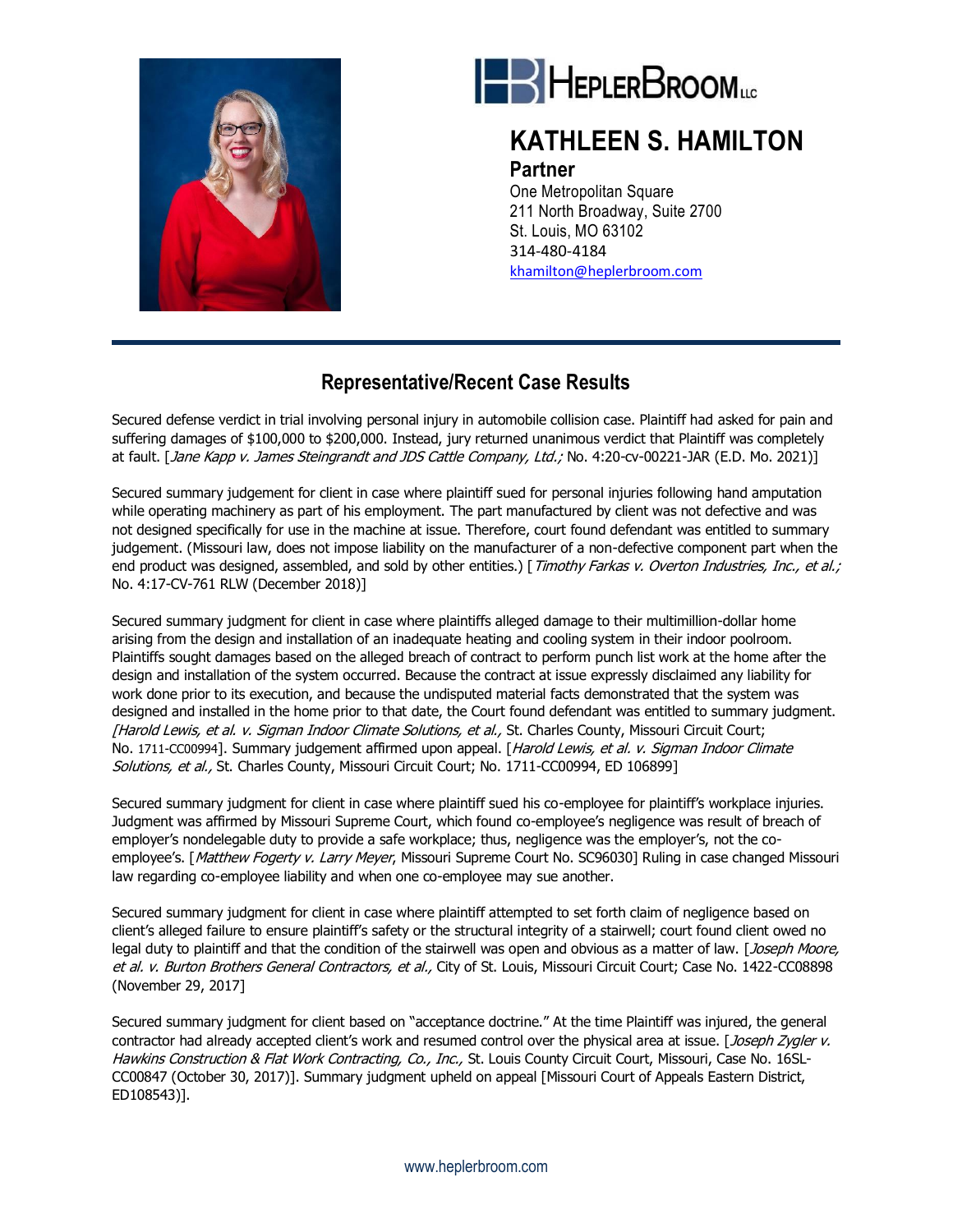# KATHLEEN S. HAMILTON

**Partner**

One Metropolitan Square
211 North Broadway, Suite 2700
St. Louis, MO 63102
314-480-4184
khamilton@heplerbroom.com

## Representative/Recent Case Results

Secured defense verdict in trial involving personal injury in automobile collision case. Plaintiff had asked for pain and suffering damages of $100,000 to $200,000. Instead, jury returned unanimous verdict that Plaintiff was completely at fault. [*Jane Kapp v. James Steingrandt and JDS Cattle Company, Ltd.;* No. 4:20-cv-00221-JAR (E.D. Mo. 2021)]

Secured summary judgement for client in case where plaintiff sued for personal injuries following hand amputation while operating machinery as part of his employment. The part manufactured by client was not defective and was not designed specifically for use in the machine at issue. Therefore, court found defendant was entitled to summary judgement. (Missouri law, does not impose liability on the manufacturer of a non-defective component part when the end product was designed, assembled, and sold by other entities.) [ *Timothy Farkas v. Overton Industries, Inc., et al.;* No. 4:17-CV-761 RLW (December 2018)]

Secured summary judgment for client in case where plaintiffs alleged damage to their multimillion-dollar home arising from the design and installation of an inadequate heating and cooling system in their indoor poolroom. Plaintiffs sought damages based on the alleged breach of contract to perform punch list work at the home after the design and installation of the system occurred. Because the contract at issue expressly disclaimed any liability for work done prior to its execution, and because the undisputed material facts demonstrated that the system was designed and installed in the home prior to that date, the Court found defendant was entitled to summary judgment. [*Harold Lewis, et al. v. Sigman Indoor Climate Solutions, et al.,* St. Charles County, Missouri Circuit Court; No. 1711-CC00994]. Summary judgement affirmed upon appeal. [*Harold Lewis, et al. v. Sigman Indoor Climate Solutions, et al.,* St. Charles County, Missouri Circuit Court; No. 1711-CC00994, ED 106899]

Secured summary judgment for client in case where plaintiff sued his co-employee for plaintiff's workplace injuries. Judgment was affirmed by Missouri Supreme Court, which found co-employee's negligence was result of breach of employer's nondelegable duty to provide a safe workplace; thus, negligence was the employer's, not the co-employee's. [*Matthew Fogerty v. Larry Meyer*, Missouri Supreme Court No. SC96030] Ruling in case changed Missouri law regarding co-employee liability and when one co-employee may sue another.

Secured summary judgment for client in case where plaintiff attempted to set forth claim of negligence based on client's alleged failure to ensure plaintiff's safety or the structural integrity of a stairwell; court found client owed no legal duty to plaintiff and that the condition of the stairwell was open and obvious as a matter of law. [*Joseph Moore, et al. v. Burton Brothers General Contractors, et al.,* City of St. Louis, Missouri Circuit Court; Case No. 1422-CC08898 (November 29, 2017]

Secured summary judgment for client based on "acceptance doctrine." At the time Plaintiff was injured, the general contractor had already accepted client's work and resumed control over the physical area at issue. [*Joseph Zygler v. Hawkins Construction & Flat Work Contracting, Co., Inc.,* St. Louis County Circuit Court, Missouri, Case No. 16SL-CC00847 (October 30, 2017)]. Summary judgment upheld on appeal [Missouri Court of Appeals Eastern District, ED108543)].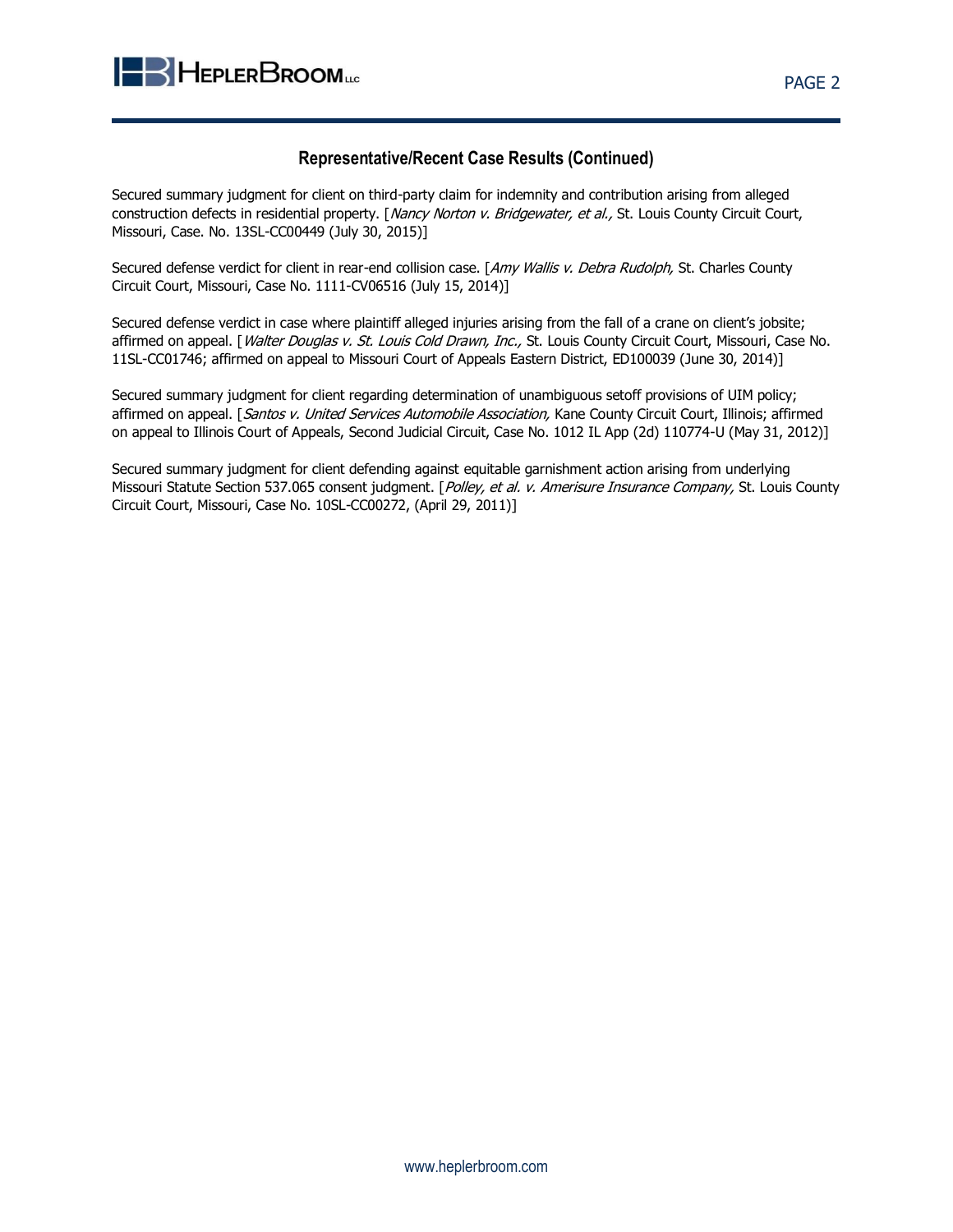## Representative/Recent Case Results (Continued)

Secured summary judgment for client on third-party claim for indemnity and contribution arising from alleged construction defects in residential property. [*Nancy Norton v. Bridgewater, et al.,* St. Louis County Circuit Court, Missouri, Case. No. 13SL-CC00449 (July 30, 2015)]

Secured defense verdict for client in rear-end collision case. [*Amy Wallis v. Debra Rudolph,* St. Charles County Circuit Court, Missouri, Case No. 1111-CV06516 (July 15, 2014)]

Secured defense verdict in case where plaintiff alleged injuries arising from the fall of a crane on client's jobsite; affirmed on appeal. [*Walter Douglas v. St. Louis Cold Drawn, Inc.,* St. Louis County Circuit Court, Missouri, Case No. 11SL-CC01746; affirmed on appeal to Missouri Court of Appeals Eastern District, ED100039 (June 30, 2014)]

Secured summary judgment for client regarding determination of unambiguous setoff provisions of UIM policy; affirmed on appeal. [*Santos v. United Services Automobile Association,* Kane County Circuit Court, Illinois; affirmed on appeal to Illinois Court of Appeals, Second Judicial Circuit, Case No. 1012 IL App (2d) 110774-U (May 31, 2012)]

Secured summary judgment for client defending against equitable garnishment action arising from underlying Missouri Statute Section 537.065 consent judgment. [*Polley, et al. v. Amerisure Insurance Company,* St. Louis County Circuit Court, Missouri, Case No. 10SL-CC00272, (April 29, 2011)]